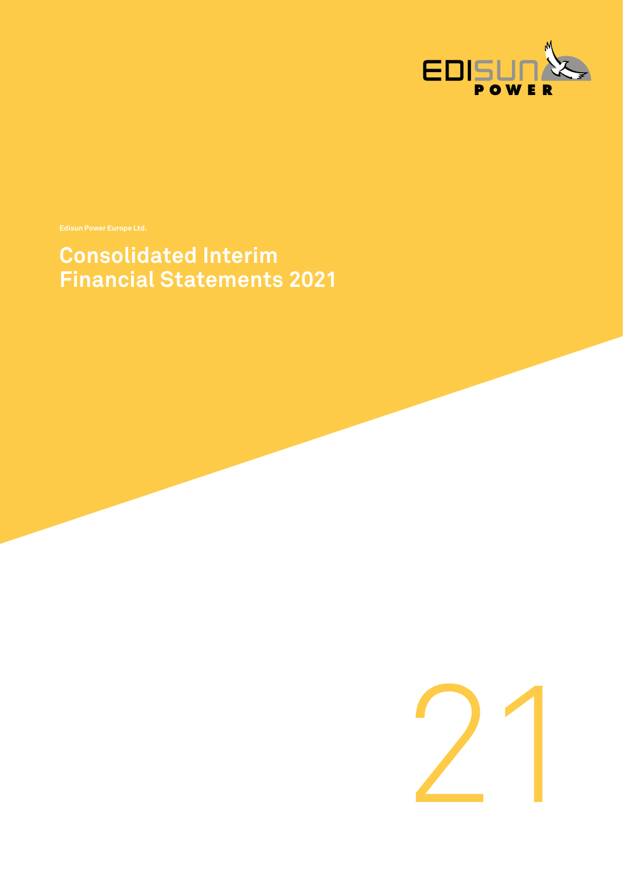EDISUN POWER

Edisun Power Europe Ltd.

# Consolidated Interim Financial Statements 2021

21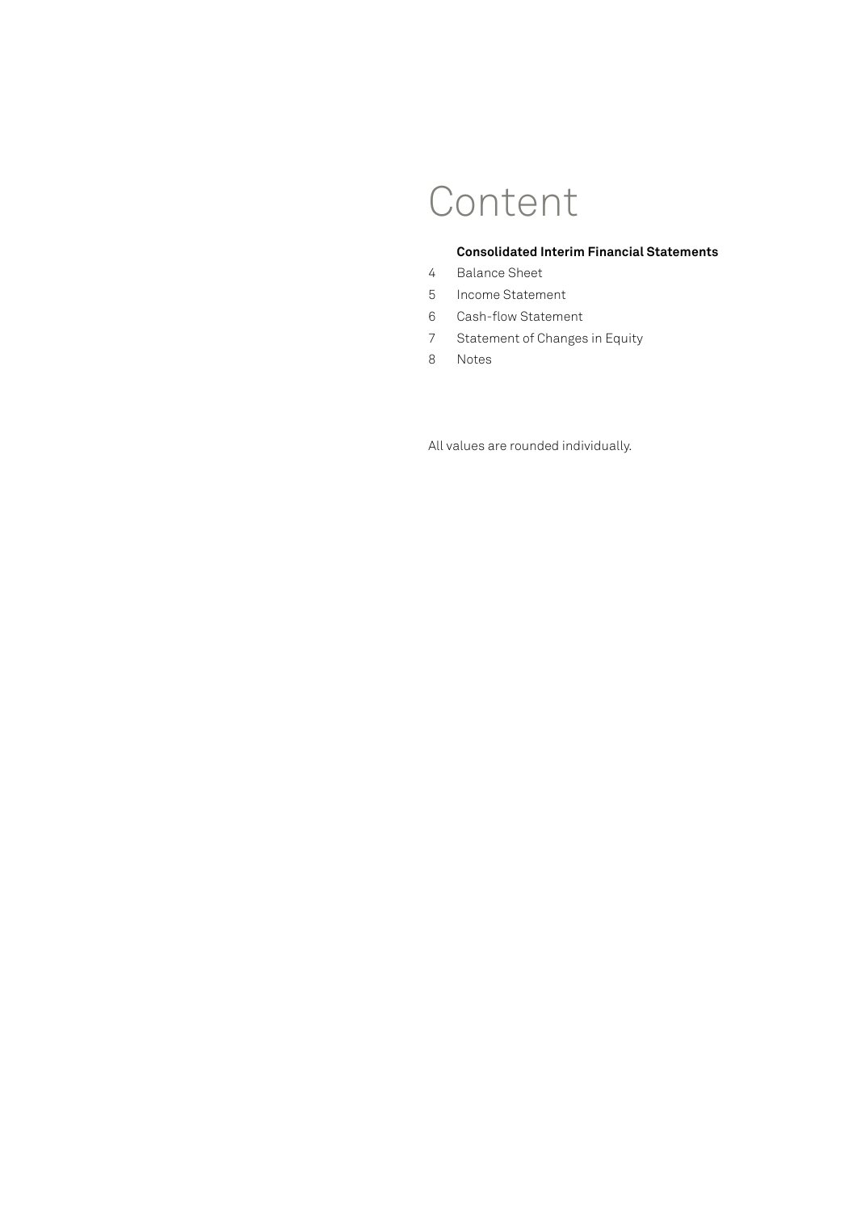# Content

**Consolidated Interim Financial Statements**

4 Balance Sheet
5 Income Statement
6 Cash-flow Statement
7 Statement of Changes in Equity
8 Notes

All values are rounded individually.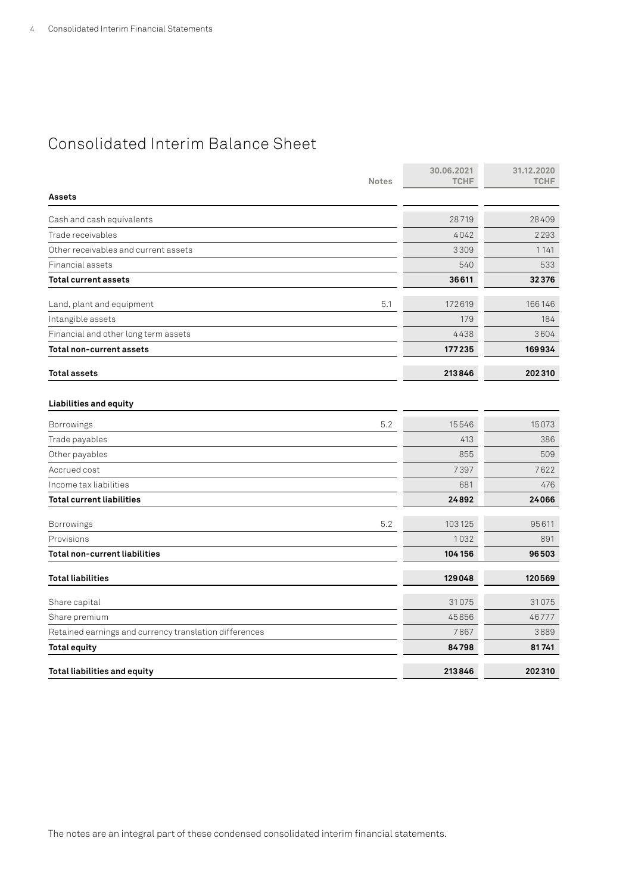# Consolidated Interim Balance Sheet

| | Notes | 30.06.2021 TCHF | 31.12.2020 TCHF |
|---|---|---|---|
| **Assets** | | | |
| Cash and cash equivalents | | 28719 | 28409 |
| Trade receivables | | 4042 | 2293 |
| Other receivables and current assets | | 3309 | 1141 |
| Financial assets | | 540 | 533 |
| **Total current assets** | | **36611** | **32376** |
| Land, plant and equipment | 5.1 | 172619 | 166146 |
| Intangible assets | | 179 | 184 |
| Financial and other long term assets | | 4438 | 3604 |
| **Total non-current assets** | | **177235** | **169934** |
| **Total assets** | | **213846** | **202310** |
| **Liabilities and equity** | | | |
| Borrowings | 5.2 | 15546 | 15073 |
| Trade payables | | 413 | 386 |
| Other payables | | 855 | 509 |
| Accrued cost | | 7397 | 7622 |
| Income tax liabilities | | 681 | 476 |
| **Total current liabilities** | | **24892** | **24066** |
| Borrowings | 5.2 | 103125 | 95611 |
| Provisions | | 1032 | 891 |
| **Total non-current liabilities** | | **104156** | **96503** |
| **Total liabilities** | | **129048** | **120569** |
| Share capital | | 31075 | 31075 |
| Share premium | | 45856 | 46777 |
| Retained earnings and currency translation differences | | 7867 | 3889 |
| **Total equity** | | **84798** | **81741** |
| **Total liabilities and equity** | | **213846** | **202310** |

The notes are an integral part of these condensed consolidated interim financial statements.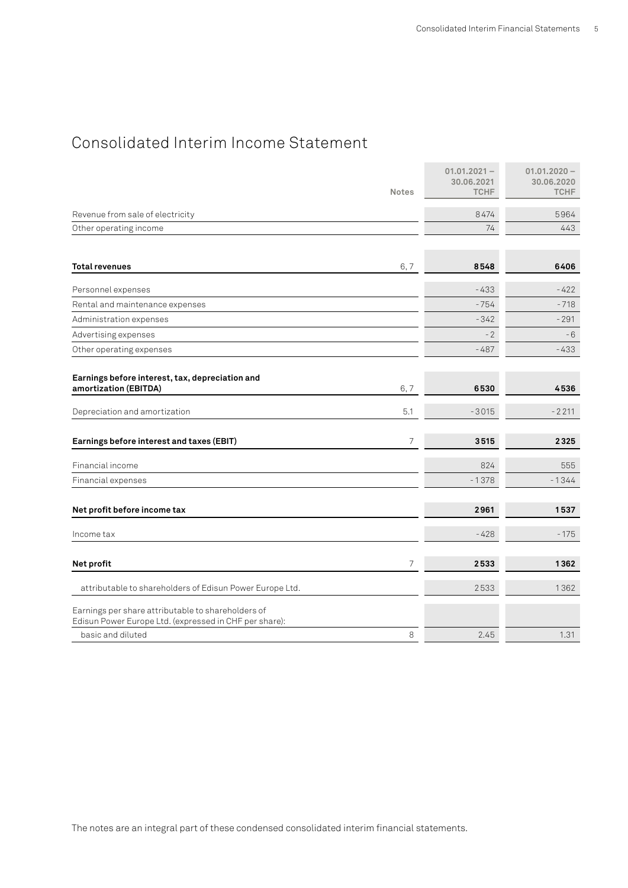# Consolidated Interim Income Statement

| | Notes | 01.01.2021 – 30.06.2021 TCHF | 01.01.2020 – 30.06.2020 TCHF |
|---|---|---|---|
| Revenue from sale of electricity | | 8474 | 5964 |
| Other operating income | | 74 | 443 |
| **Total revenues** | 6, 7 | **8548** | **6406** |
| Personnel expenses | | -433 | -422 |
| Rental and maintenance expenses | | -754 | -718 |
| Administration expenses | | -342 | -291 |
| Advertising expenses | | -2 | -6 |
| Other operating expenses | | -487 | -433 |
| **Earnings before interest, tax, depreciation and amortization (EBITDA)** | 6, 7 | **6530** | **4536** |
| Depreciation and amortization | 5.1 | -3015 | -2211 |
| **Earnings before interest and taxes (EBIT)** | 7 | **3515** | **2325** |
| Financial income | | 824 | 555 |
| Financial expenses | | -1378 | -1344 |
| **Net profit before income tax** | | **2961** | **1537** |
| Income tax | | -428 | -175 |
| **Net profit** | 7 | **2533** | **1362** |
| attributable to shareholders of Edisun Power Europe Ltd. | | 2533 | 1362 |
| Earnings per share attributable to shareholders of Edisun Power Europe Ltd. (expressed in CHF per share): | | | |
| basic and diluted | 8 | 2.45 | 1.31 |

The notes are an integral part of these condensed consolidated interim financial statements.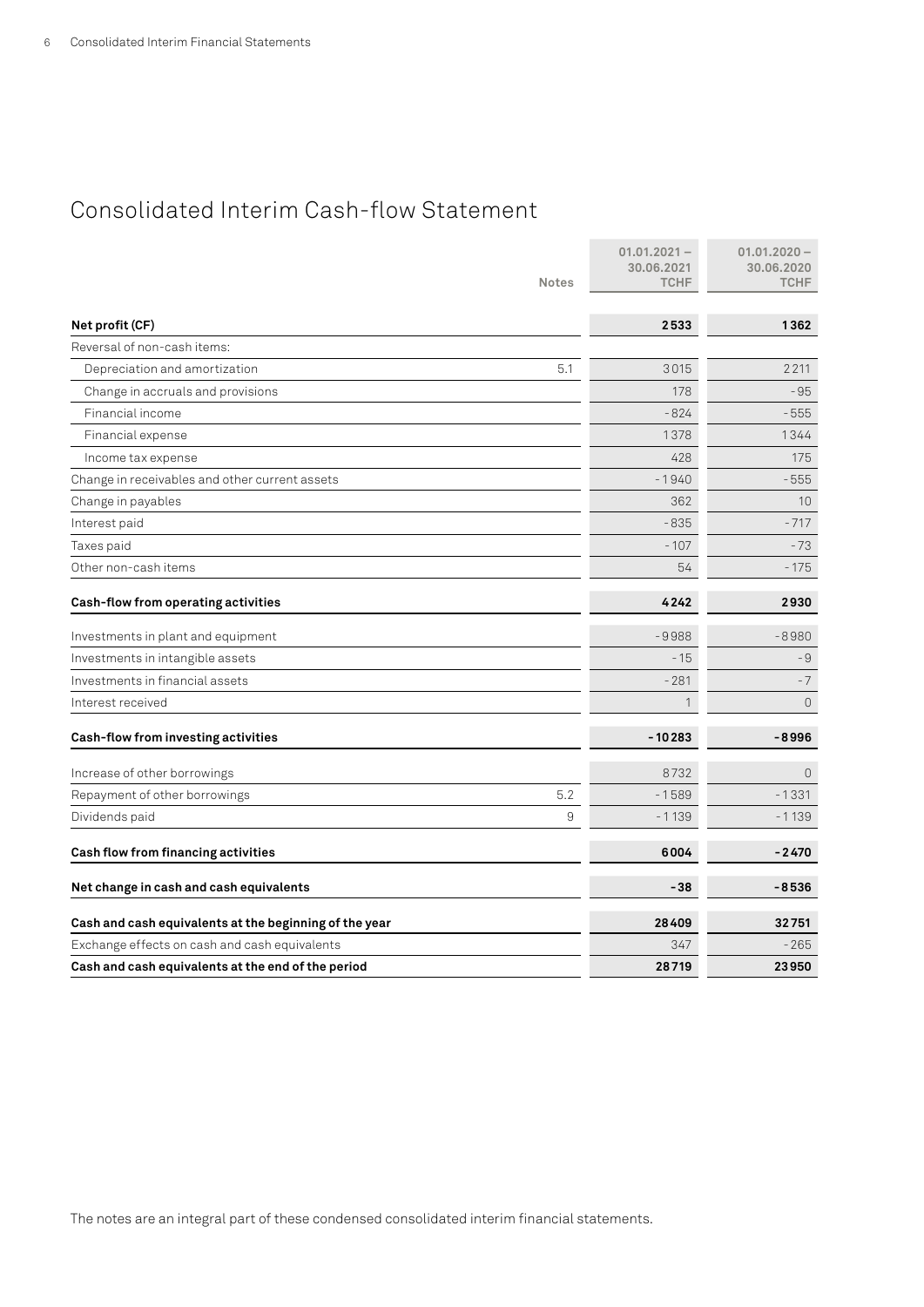# Consolidated Interim Cash-flow Statement

| | Notes | 01.01.2021 – 30.06.2021 TCHF | 01.01.2020 – 30.06.2020 TCHF |
|---|---|---|---|
| **Net profit (CF)** | | **2533** | **1362** |
| Reversal of non-cash items: | | | |
| Depreciation and amortization | 5.1 | 3015 | 2211 |
| Change in accruals and provisions | | 178 | -95 |
| Financial income | | -824 | -555 |
| Financial expense | | 1378 | 1344 |
| Income tax expense | | 428 | 175 |
| Change in receivables and other current assets | | -1940 | -555 |
| Change in payables | | 362 | 10 |
| Interest paid | | -835 | -717 |
| Taxes paid | | -107 | -73 |
| Other non-cash items | | 54 | -175 |
| **Cash-flow from operating activities** | | **4242** | **2930** |
| Investments in plant and equipment | | -9988 | -8980 |
| Investments in intangible assets | | -15 | -9 |
| Investments in financial assets | | -281 | -7 |
| Interest received | | 1 | 0 |
| **Cash-flow from investing activities** | | **-10283** | **-8996** |
| Increase of other borrowings | | 8732 | 0 |
| Repayment of other borrowings | 5.2 | -1589 | -1331 |
| Dividends paid | 9 | -1139 | -1139 |
| **Cash flow from financing activities** | | **6004** | **-2470** |
| **Net change in cash and cash equivalents** | | **-38** | **-8536** |
| **Cash and cash equivalents at the beginning of the year** | | **28409** | **32751** |
| Exchange effects on cash and cash equivalents | | 347 | -265 |
| **Cash and cash equivalents at the end of the period** | | **28719** | **23950** |

The notes are an integral part of these condensed consolidated interim financial statements.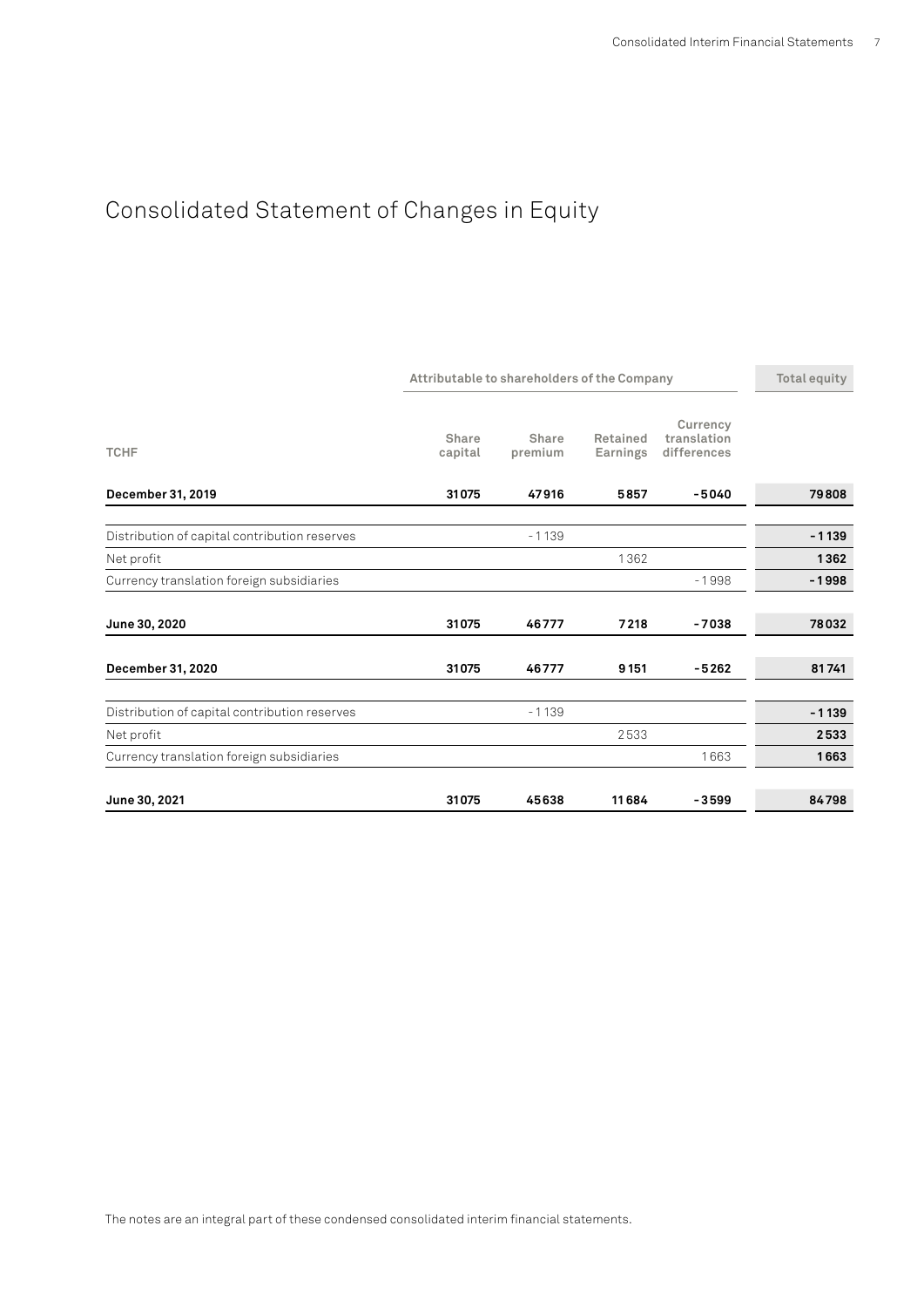# Consolidated Statement of Changes in Equity

| | Attributable to shareholders of the Company | | | | Total equity |
|---|---|---|---|---|---|
| TCHF | Share capital | Share premium | Retained Earnings | Currency translation differences | |
| **December 31, 2019** | **31075** | **47916** | **5857** | **-5040** | **79808** |
| Distribution of capital contribution reserves | | -1139 | | | **-1139** |
| Net profit | | | 1362 | | **1362** |
| Currency translation foreign subsidiaries | | | | -1998 | **-1998** |
| **June 30, 2020** | **31075** | **46777** | **7218** | **-7038** | **78032** |
| **December 31, 2020** | **31075** | **46777** | **9151** | **-5262** | **81741** |
| Distribution of capital contribution reserves | | -1139 | | | **-1139** |
| Net profit | | | 2533 | | **2533** |
| Currency translation foreign subsidiaries | | | | 1663 | **1663** |
| **June 30, 2021** | **31075** | **45638** | **11684** | **-3599** | **84798** |

The notes are an integral part of these condensed consolidated interim financial statements.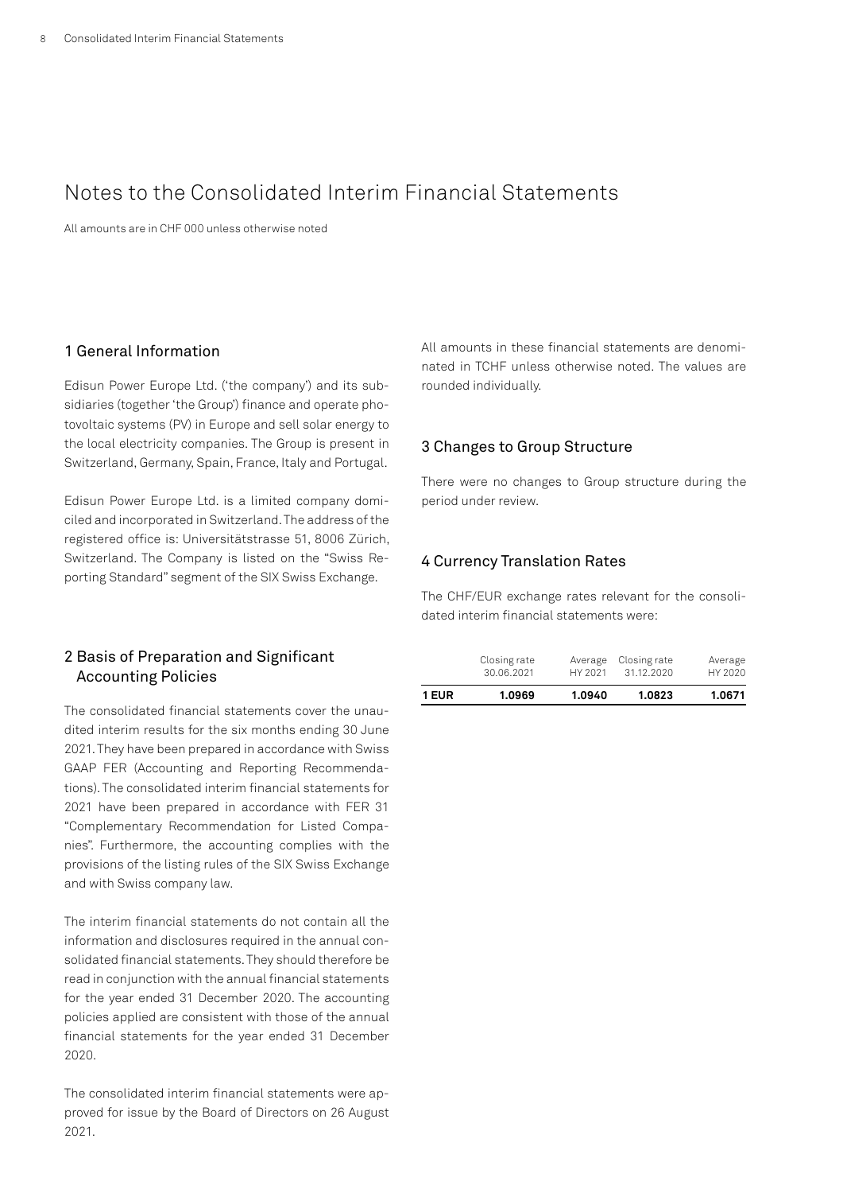# Notes to the Consolidated Interim Financial Statements

All amounts are in CHF 000 unless otherwise noted

## 1 General Information

Edisun Power Europe Ltd. ('the company') and its subsidiaries (together 'the Group') finance and operate photovoltaic systems (PV) in Europe and sell solar energy to the local electricity companies. The Group is present in Switzerland, Germany, Spain, France, Italy and Portugal.

Edisun Power Europe Ltd. is a limited company domiciled and incorporated in Switzerland. The address of the registered office is: Universitätstrasse 51, 8006 Zürich, Switzerland. The Company is listed on the "Swiss Reporting Standard" segment of the SIX Swiss Exchange.

## 2 Basis of Preparation and Significant Accounting Policies

The consolidated financial statements cover the unaudited interim results for the six months ending 30 June 2021. They have been prepared in accordance with Swiss GAAP FER (Accounting and Reporting Recommendations). The consolidated interim financial statements for 2021 have been prepared in accordance with FER 31 "Complementary Recommendation for Listed Companies". Furthermore, the accounting complies with the provisions of the listing rules of the SIX Swiss Exchange and with Swiss company law.

The interim financial statements do not contain all the information and disclosures required in the annual consolidated financial statements. They should therefore be read in conjunction with the annual financial statements for the year ended 31 December 2020. The accounting policies applied are consistent with those of the annual financial statements for the year ended 31 December 2020.

The consolidated interim financial statements were approved for issue by the Board of Directors on 26 August 2021.

All amounts in these financial statements are denominated in TCHF unless otherwise noted. The values are rounded individually.

## 3 Changes to Group Structure

There were no changes to Group structure during the period under review.

## 4 Currency Translation Rates

The CHF/EUR exchange rates relevant for the consolidated interim financial statements were:

| | Closing rate 30.06.2021 | Average HY 2021 | Closing rate 31.12.2020 | Average HY 2020 |
|---|---|---|---|---|
| **1 EUR** | **1.0969** | **1.0940** | **1.0823** | **1.0671** |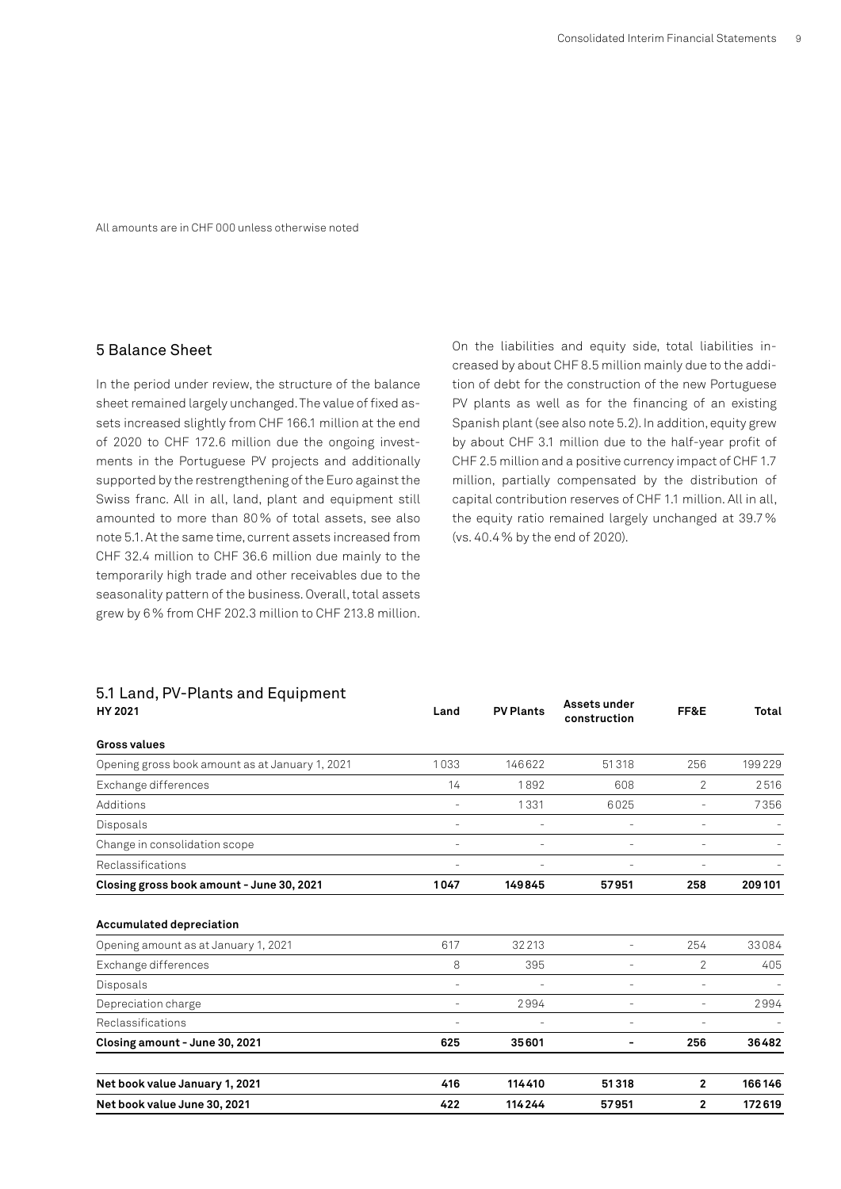All amounts are in CHF 000 unless otherwise noted

## 5 Balance Sheet

In the period under review, the structure of the balance sheet remained largely unchanged. The value of fixed assets increased slightly from CHF 166.1 million at the end of 2020 to CHF 172.6 million due the ongoing investments in the Portuguese PV projects and additionally supported by the restrengthening of the Euro against the Swiss franc. All in all, land, plant and equipment still amounted to more than 80% of total assets, see also note 5.1. At the same time, current assets increased from CHF 32.4 million to CHF 36.6 million due mainly to the temporarily high trade and other receivables due to the seasonality pattern of the business. Overall, total assets grew by 6% from CHF 202.3 million to CHF 213.8 million.

On the liabilities and equity side, total liabilities increased by about CHF 8.5 million mainly due to the addition of debt for the construction of the new Portuguese PV plants as well as for the financing of an existing Spanish plant (see also note 5.2). In addition, equity grew by about CHF 3.1 million due to the half-year profit of CHF 2.5 million and a positive currency impact of CHF 1.7 million, partially compensated by the distribution of capital contribution reserves of CHF 1.1 million. All in all, the equity ratio remained largely unchanged at 39.7% (vs. 40.4% by the end of 2020).

### 5.1 Land, PV-Plants and Equipment

| HY 2021 | Land | PV Plants | Assets under construction | FF&E | Total |
|---|---|---|---|---|---|
| **Gross values** | | | | | |
| Opening gross book amount as at January 1, 2021 | 1033 | 146622 | 51318 | 256 | 199229 |
| Exchange differences | 14 | 1892 | 608 | 2 | 2516 |
| Additions | - | 1331 | 6025 | - | 7356 |
| Disposals | - | - | - | - | - |
| Change in consolidation scope | - | - | - | - | - |
| Reclassifications | - | - | - | - | - |
| **Closing gross book amount - June 30, 2021** | **1047** | **149845** | **57951** | **258** | **209101** |
| **Accumulated depreciation** | | | | | |
| Opening amount as at January 1, 2021 | 617 | 32213 | - | 254 | 33084 |
| Exchange differences | 8 | 395 | - | 2 | 405 |
| Disposals | - | - | - | - | - |
| Depreciation charge | - | 2994 | - | - | 2994 |
| Reclassifications | - | - | - | - | - |
| **Closing amount - June 30, 2021** | **625** | **35601** | **-** | **256** | **36482** |
| **Net book value January 1, 2021** | **416** | **114410** | **51318** | **2** | **166146** |
| **Net book value June 30, 2021** | **422** | **114244** | **57951** | **2** | **172619** |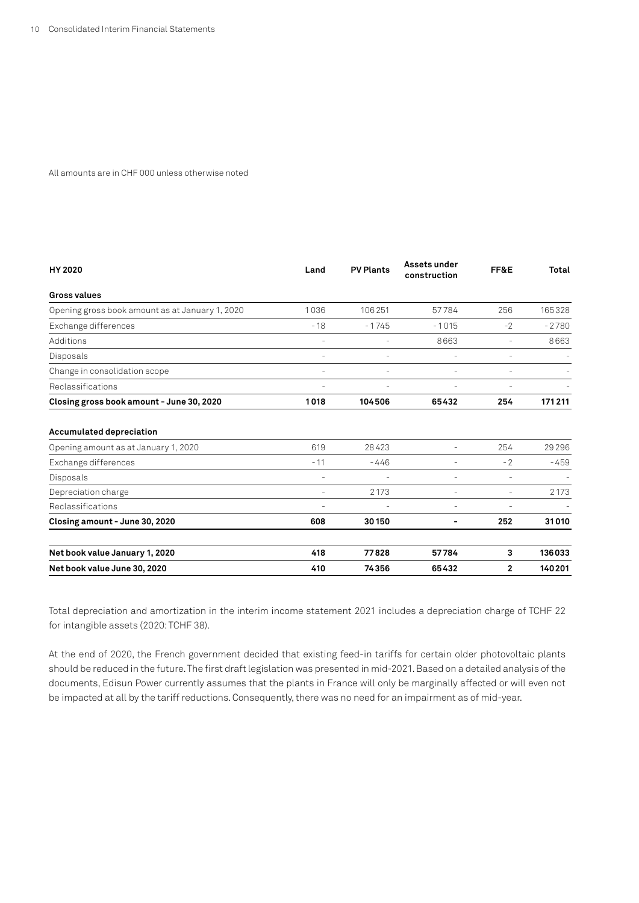All amounts are in CHF 000 unless otherwise noted

| HY 2020 | Land | PV Plants | Assets under construction | FF&E | Total |
|---|---|---|---|---|---|
| **Gross values** | | | | | |
| Opening gross book amount as at January 1, 2020 | 1036 | 106 251 | 57784 | 256 | 165328 |
| Exchange differences | - 18 | - 1745 | - 1015 | -2 | - 2780 |
| Additions | - | - | 8663 | - | 8663 |
| Disposals | - | - | - | - | - |
| Change in consolidation scope | - | - | - | - | - |
| Reclassifications | - | - | - | - | - |
| **Closing gross book amount - June 30, 2020** | **1018** | **104506** | **65432** | **254** | **171 211** |
| **Accumulated depreciation** | | | | | |
| Opening amount as at January 1, 2020 | 619 | 28423 | - | 254 | 29296 |
| Exchange differences | - 11 | - 446 | - | - 2 | - 459 |
| Disposals | - | - | - | - | - |
| Depreciation charge | - | 2173 | - | - | 2173 |
| Reclassifications | - | - | - | - | - |
| **Closing amount - June 30, 2020** | **608** | **30150** | **-** | **252** | **31010** |
| **Net book value January 1, 2020** | **418** | **77828** | **57784** | **3** | **136033** |
| **Net book value June 30, 2020** | **410** | **74356** | **65432** | **2** | **140201** |

Total depreciation and amortization in the interim income statement 2021 includes a depreciation charge of TCHF 22 for intangible assets (2020: TCHF 38).

At the end of 2020, the French government decided that existing feed-in tariffs for certain older photovoltaic plants should be reduced in the future. The first draft legislation was presented in mid-2021. Based on a detailed analysis of the documents, Edisun Power currently assumes that the plants in France will only be marginally affected or will even not be impacted at all by the tariff reductions. Consequently, there was no need for an impairment as of mid-year.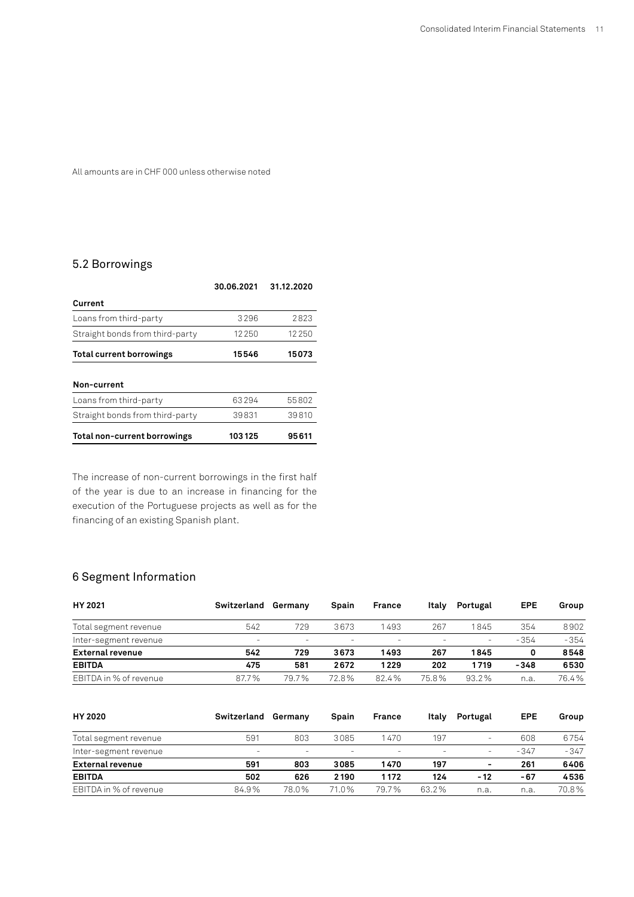All amounts are in CHF 000 unless otherwise noted

## 5.2 Borrowings

| | 30.06.2021 | 31.12.2020 |
|---|---|---|
| **Current** | | |
| Loans from third-party | 3296 | 2823 |
| Straight bonds from third-party | 12250 | 12250 |
| **Total current borrowings** | **15546** | **15073** |
| **Non-current** | | |
| Loans from third-party | 63294 | 55802 |
| Straight bonds from third-party | 39831 | 39810 |
| **Total non-current borrowings** | **103125** | **95611** |

The increase of non-current borrowings in the first half of the year is due to an increase in financing for the execution of the Portuguese projects as well as for the financing of an existing Spanish plant.

## 6 Segment Information

| HY 2021 | Switzerland | Germany | Spain | France | Italy | Portugal | EPE | Group |
|---|---|---|---|---|---|---|---|---|
| Total segment revenue | 542 | 729 | 3673 | 1493 | 267 | 1845 | 354 | 8902 |
| Inter-segment revenue | - | - | - | - | - | - | -354 | -354 |
| **External revenue** | **542** | **729** | **3673** | **1493** | **267** | **1845** | **0** | **8548** |
| **EBITDA** | **475** | **581** | **2672** | **1229** | **202** | **1719** | **-348** | **6530** |
| EBITDA in % of revenue | 87.7% | 79.7% | 72.8% | 82.4% | 75.8% | 93.2% | n.a. | 76.4% |

| HY 2020 | Switzerland | Germany | Spain | France | Italy | Portugal | EPE | Group |
|---|---|---|---|---|---|---|---|---|
| Total segment revenue | 591 | 803 | 3085 | 1470 | 197 | - | 608 | 6754 |
| Inter-segment revenue | - | - | - | - | - | - | -347 | -347 |
| **External revenue** | **591** | **803** | **3085** | **1470** | **197** | **-** | **261** | **6406** |
| **EBITDA** | **502** | **626** | **2190** | **1172** | **124** | **-12** | **-67** | **4536** |
| EBITDA in % of revenue | 84.9% | 78.0% | 71.0% | 79.7% | 63.2% | n.a. | n.a. | 70.8% |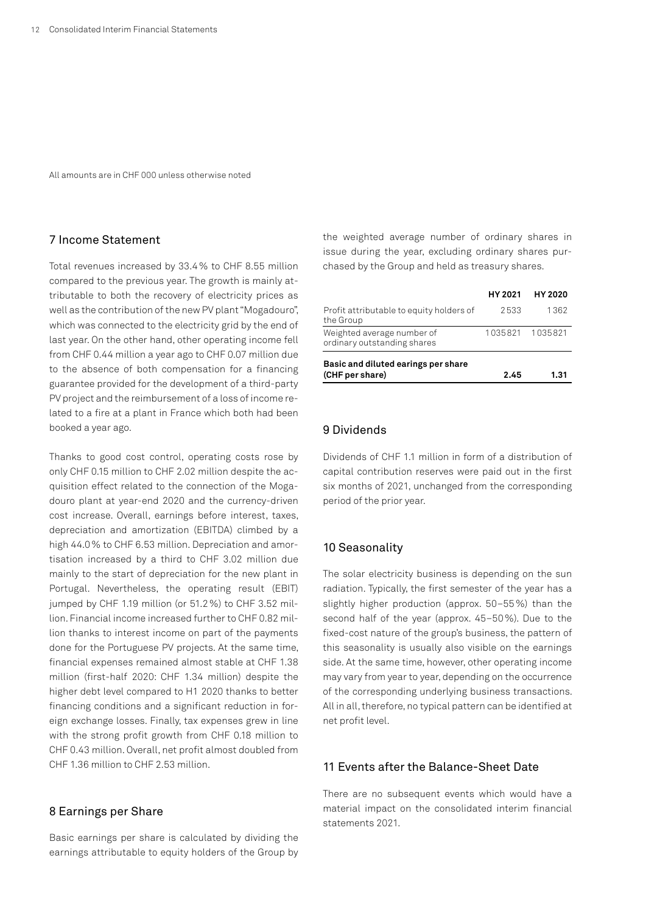All amounts are in CHF 000 unless otherwise noted

## 7 Income Statement

Total revenues increased by 33.4 % to CHF 8.55 million compared to the previous year. The growth is mainly attributable to both the recovery of electricity prices as well as the contribution of the new PV plant "Mogadouro", which was connected to the electricity grid by the end of last year. On the other hand, other operating income fell from CHF 0.44 million a year ago to CHF 0.07 million due to the absence of both compensation for a financing guarantee provided for the development of a third-party PV project and the reimbursement of a loss of income related to a fire at a plant in France which both had been booked a year ago.

Thanks to good cost control, operating costs rose by only CHF 0.15 million to CHF 2.02 million despite the acquisition effect related to the connection of the Mogadouro plant at year-end 2020 and the currency-driven cost increase. Overall, earnings before interest, taxes, depreciation and amortization (EBITDA) climbed by a high 44.0 % to CHF 6.53 million. Depreciation and amortisation increased by a third to CHF 3.02 million due mainly to the start of depreciation for the new plant in Portugal. Nevertheless, the operating result (EBIT) jumped by CHF 1.19 million (or 51.2 %) to CHF 3.52 million. Financial income increased further to CHF 0.82 million thanks to interest income on part of the payments done for the Portuguese PV projects. At the same time, financial expenses remained almost stable at CHF 1.38 million (first-half 2020: CHF 1.34 million) despite the higher debt level compared to H1 2020 thanks to better financing conditions and a significant reduction in foreign exchange losses. Finally, tax expenses grew in line with the strong profit growth from CHF 0.18 million to CHF 0.43 million. Overall, net profit almost doubled from CHF 1.36 million to CHF 2.53 million.

## 8 Earnings per Share

Basic earnings per share is calculated by dividing the earnings attributable to equity holders of the Group by the weighted average number of ordinary shares in issue during the year, excluding ordinary shares purchased by the Group and held as treasury shares.

| | HY 2021 | HY 2020 |
|---|---|---|
| Profit attributable to equity holders of the Group | 2 533 | 1 362 |
| Weighted average number of ordinary outstanding shares | 1 035 821 | 1 035 821 |
| **Basic and diluted earings per share (CHF per share)** | **2.45** | **1.31** |

## 9 Dividends

Dividends of CHF 1.1 million in form of a distribution of capital contribution reserves were paid out in the first six months of 2021, unchanged from the corresponding period of the prior year.

## 10 Seasonality

The solar electricity business is depending on the sun radiation. Typically, the first semester of the year has a slightly higher production (approx. 50–55 %) than the second half of the year (approx. 45–50 %). Due to the fixed-cost nature of the group's business, the pattern of this seasonality is usually also visible on the earnings side. At the same time, however, other operating income may vary from year to year, depending on the occurrence of the corresponding underlying business transactions. All in all, therefore, no typical pattern can be identified at net profit level.

## 11 Events after the Balance-Sheet Date

There are no subsequent events which would have a material impact on the consolidated interim financial statements 2021.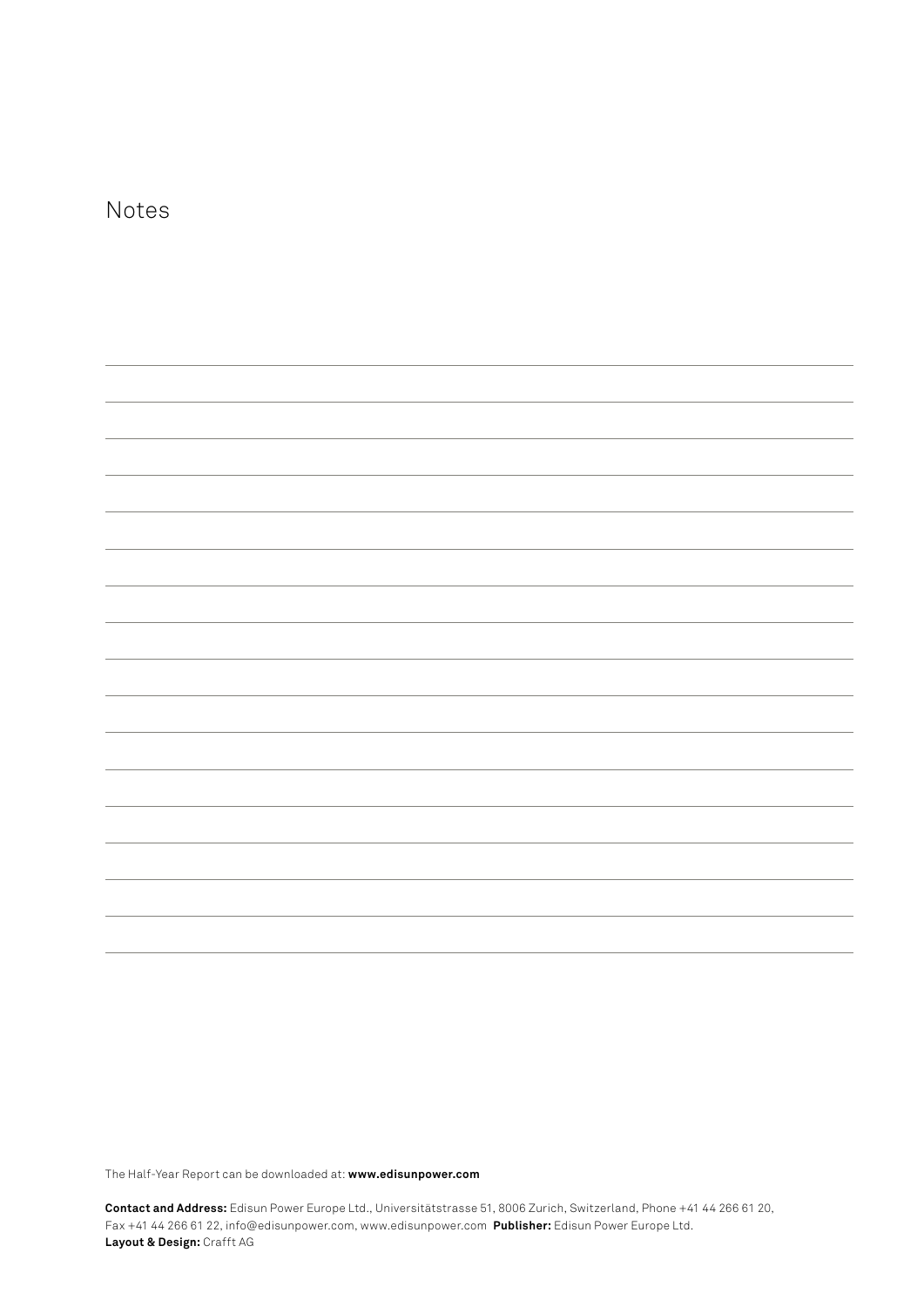# Notes

The Half-Year Report can be downloaded at: **www.edisunpower.com**

**Contact and Address:** Edisun Power Europe Ltd., Universitätstrasse 51, 8006 Zurich, Switzerland, Phone +41 44 266 61 20, Fax +41 44 266 61 22, info@edisunpower.com, www.edisunpower.com **Publisher:** Edisun Power Europe Ltd.
**Layout & Design:** Crafft AG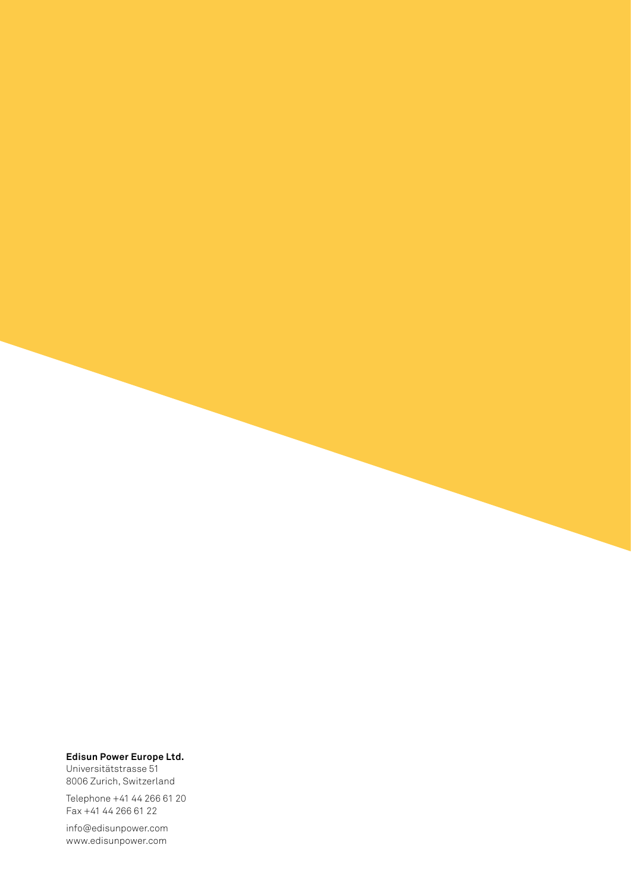**Edisun Power Europe Ltd.**
Universitätstrasse 51
8006 Zurich, Switzerland

Telephone +41 44 266 61 20
Fax +41 44 266 61 22

info@edisunpower.com
www.edisunpower.com